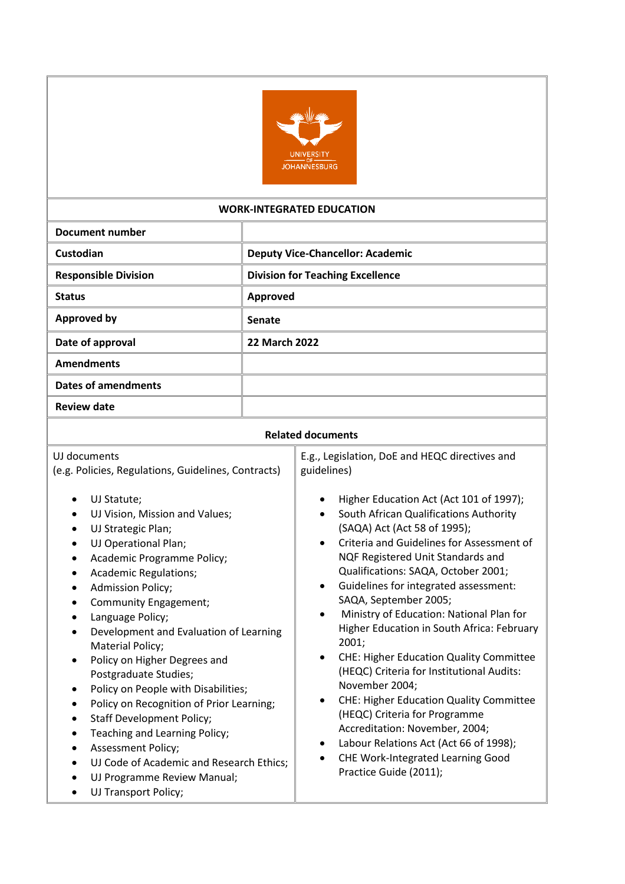# WORK-INTEGRATED EDUCATION

| | |
|---|---|
| **Document number** | |
| **Custodian** | **Deputy Vice-Chancellor: Academic** |
| **Responsible Division** | **Division for Teaching Excellence** |
| **Status** | **Approved** |
| **Approved by** | **Senate** |
| **Date of approval** | **22 March 2022** |
| **Amendments** | |
| **Dates of amendments** | |
| **Review date** | |

**Related documents**

UJ documents
(e.g. Policies, Regulations, Guidelines, Contracts)

- UJ Statute;
- UJ Vision, Mission and Values;
- UJ Strategic Plan;
- UJ Operational Plan;
- Academic Programme Policy;
- Academic Regulations;
- Admission Policy;
- Community Engagement;
- Language Policy;
- Development and Evaluation of Learning Material Policy;
- Policy on Higher Degrees and Postgraduate Studies;
- Policy on People with Disabilities;
- Policy on Recognition of Prior Learning;
- Staff Development Policy;
- Teaching and Learning Policy;
- Assessment Policy;
- UJ Code of Academic and Research Ethics;
- UJ Programme Review Manual;
- UJ Transport Policy;

E.g., Legislation, DoE and HEQC directives and guidelines)

- Higher Education Act (Act 101 of 1997);
- South African Qualifications Authority (SAQA) Act (Act 58 of 1995);
- Criteria and Guidelines for Assessment of NQF Registered Unit Standards and Qualifications: SAQA, October 2001;
- Guidelines for integrated assessment: SAQA, September 2005;
- Ministry of Education: National Plan for Higher Education in South Africa: February 2001;
- CHE: Higher Education Quality Committee (HEQC) Criteria for Institutional Audits: November 2004;
- CHE: Higher Education Quality Committee (HEQC) Criteria for Programme Accreditation: November, 2004;
- Labour Relations Act (Act 66 of 1998);
- CHE Work-Integrated Learning Good Practice Guide (2011);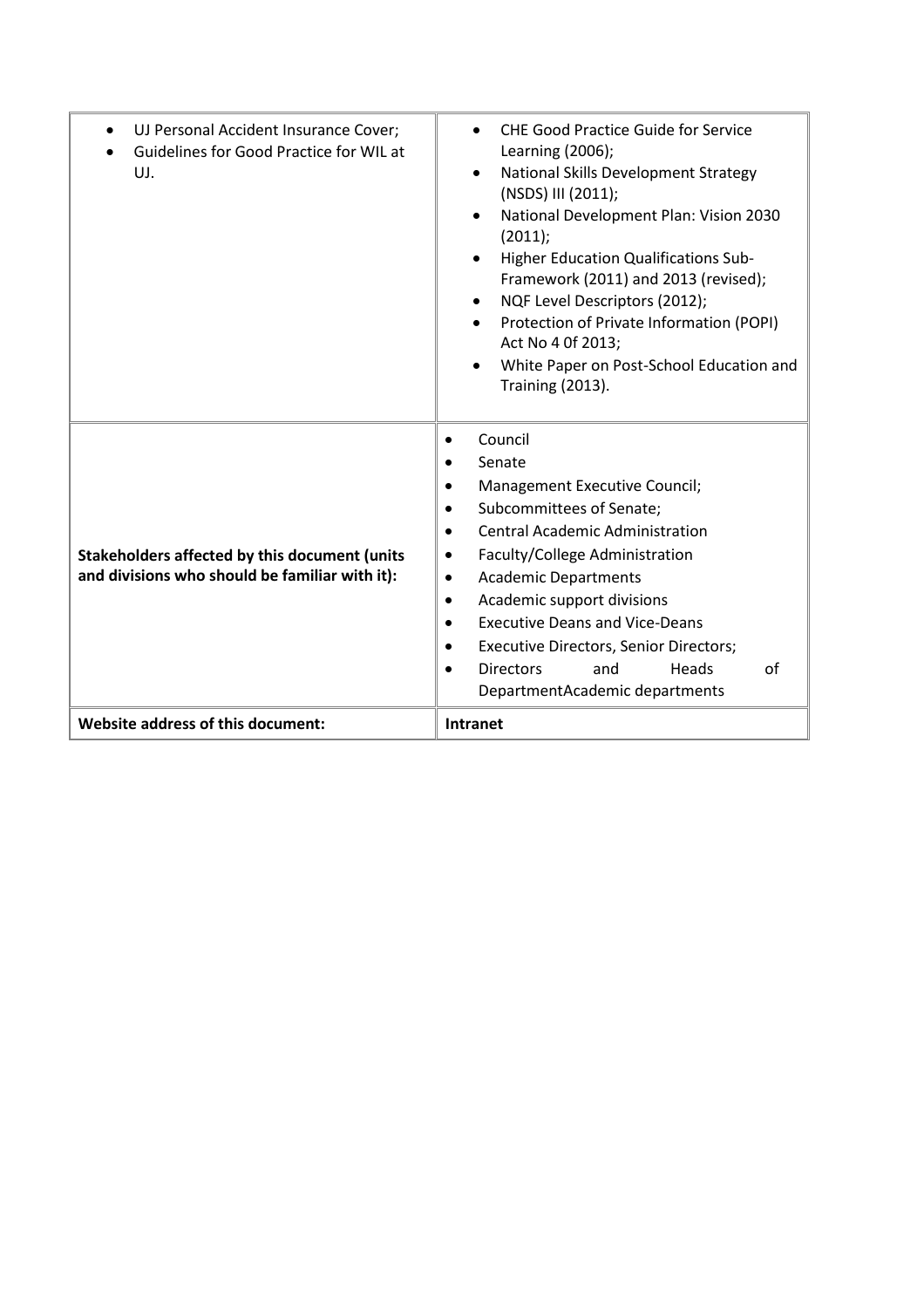| | |
|---|---|
| • UJ Personal Accident Insurance Cover;<br>• Guidelines for Good Practice for WIL at UJ. | • CHE Good Practice Guide for Service Learning (2006);<br>• National Skills Development Strategy (NSDS) III (2011);<br>• National Development Plan: Vision 2030 (2011);<br>• Higher Education Qualifications Sub-Framework (2011) and 2013 (revised);<br>• NQF Level Descriptors (2012);<br>• Protection of Private Information (POPI) Act No 4 0f 2013;<br>• White Paper on Post-School Education and Training (2013). |
| **Stakeholders affected by this document (units and divisions who should be familiar with it):** | • Council<br>• Senate<br>• Management Executive Council;<br>• Subcommittees of Senate;<br>• Central Academic Administration<br>• Faculty/College Administration<br>• Academic Departments<br>• Academic support divisions<br>• Executive Deans and Vice-Deans<br>• Executive Directors, Senior Directors;<br>• Directors and Heads of DepartmentAcademic departments |
| **Website address of this document:** | **Intranet** |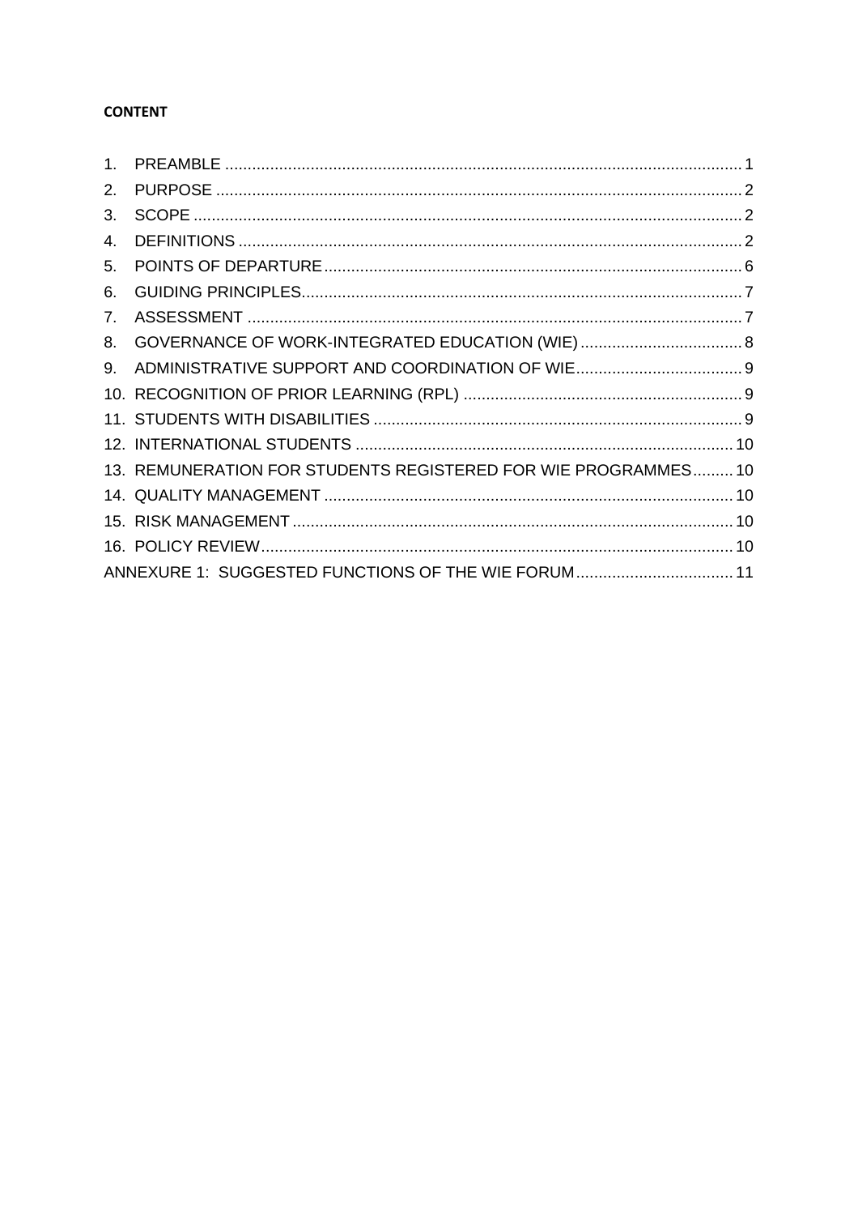**CONTENT**

1. PREAMBLE ........................................................................................................ 1
2. PURPOSE ........................................................................................................ 2
3. SCOPE ............................................................................................................ 2
4. DEFINITIONS .................................................................................................. 2
5. POINTS OF DEPARTURE ................................................................................ 6
6. GUIDING PRINCIPLES .................................................................................... 7
7. ASSESSMENT ................................................................................................. 7
8. GOVERNANCE OF WORK-INTEGRATED EDUCATION (WIE) ....................... 8
9. ADMINISTRATIVE SUPPORT AND COORDINATION OF WIE ........................ 9
10. RECOGNITION OF PRIOR LEARNING (RPL) ................................................ 9
11. STUDENTS WITH DISABILITIES .................................................................... 9
12. INTERNATIONAL STUDENTS ...................................................................... 10
13. REMUNERATION FOR STUDENTS REGISTERED FOR WIE PROGRAMMES ......... 10
14. QUALITY MANAGEMENT ............................................................................ 10
15. RISK MANAGEMENT ................................................................................... 10
16. POLICY REVIEW .......................................................................................... 10

ANNEXURE 1: SUGGESTED FUNCTIONS OF THE WIE FORUM ...................................... 11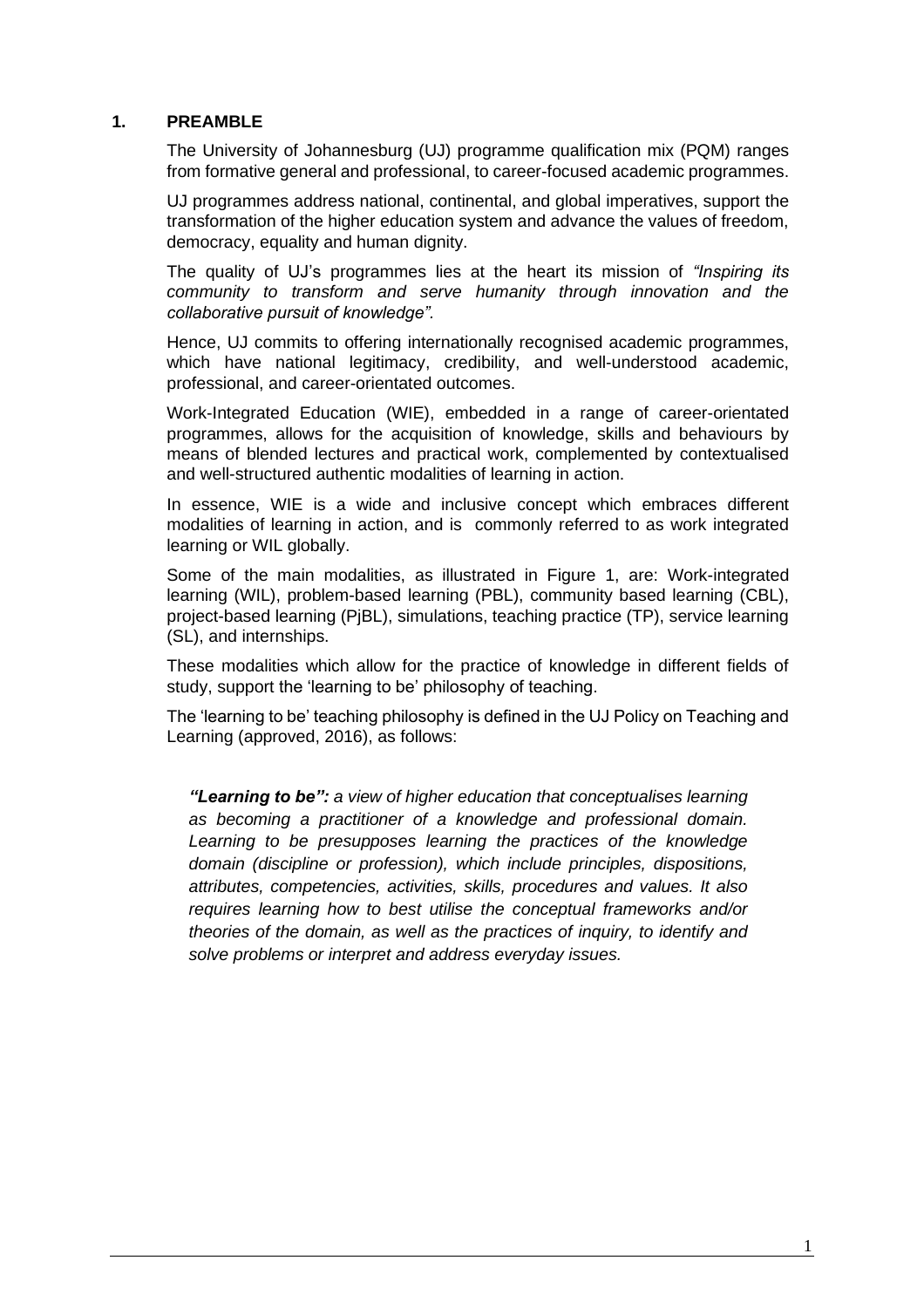## 1. PREAMBLE

The University of Johannesburg (UJ) programme qualification mix (PQM) ranges from formative general and professional, to career-focused academic programmes.

UJ programmes address national, continental, and global imperatives, support the transformation of the higher education system and advance the values of freedom, democracy, equality and human dignity.

The quality of UJ's programmes lies at the heart its mission of *"Inspiring its community to transform and serve humanity through innovation and the collaborative pursuit of knowledge".*

Hence, UJ commits to offering internationally recognised academic programmes, which have national legitimacy, credibility, and well-understood academic, professional, and career-orientated outcomes.

Work-Integrated Education (WIE), embedded in a range of career-orientated programmes, allows for the acquisition of knowledge, skills and behaviours by means of blended lectures and practical work, complemented by contextualised and well-structured authentic modalities of learning in action.

In essence, WIE is a wide and inclusive concept which embraces different modalities of learning in action, and is commonly referred to as work integrated learning or WIL globally.

Some of the main modalities, as illustrated in Figure 1, are: Work-integrated learning (WIL), problem-based learning (PBL), community based learning (CBL), project-based learning (PjBL), simulations, teaching practice (TP), service learning (SL), and internships.

These modalities which allow for the practice of knowledge in different fields of study, support the 'learning to be' philosophy of teaching.

The 'learning to be' teaching philosophy is defined in the UJ Policy on Teaching and Learning (approved, 2016), as follows:

> ***"Learning to be":*** *a view of higher education that conceptualises learning as becoming a practitioner of a knowledge and professional domain. Learning to be presupposes learning the practices of the knowledge domain (discipline or profession), which include principles, dispositions, attributes, competencies, activities, skills, procedures and values. It also requires learning how to best utilise the conceptual frameworks and/or theories of the domain, as well as the practices of inquiry, to identify and solve problems or interpret and address everyday issues.*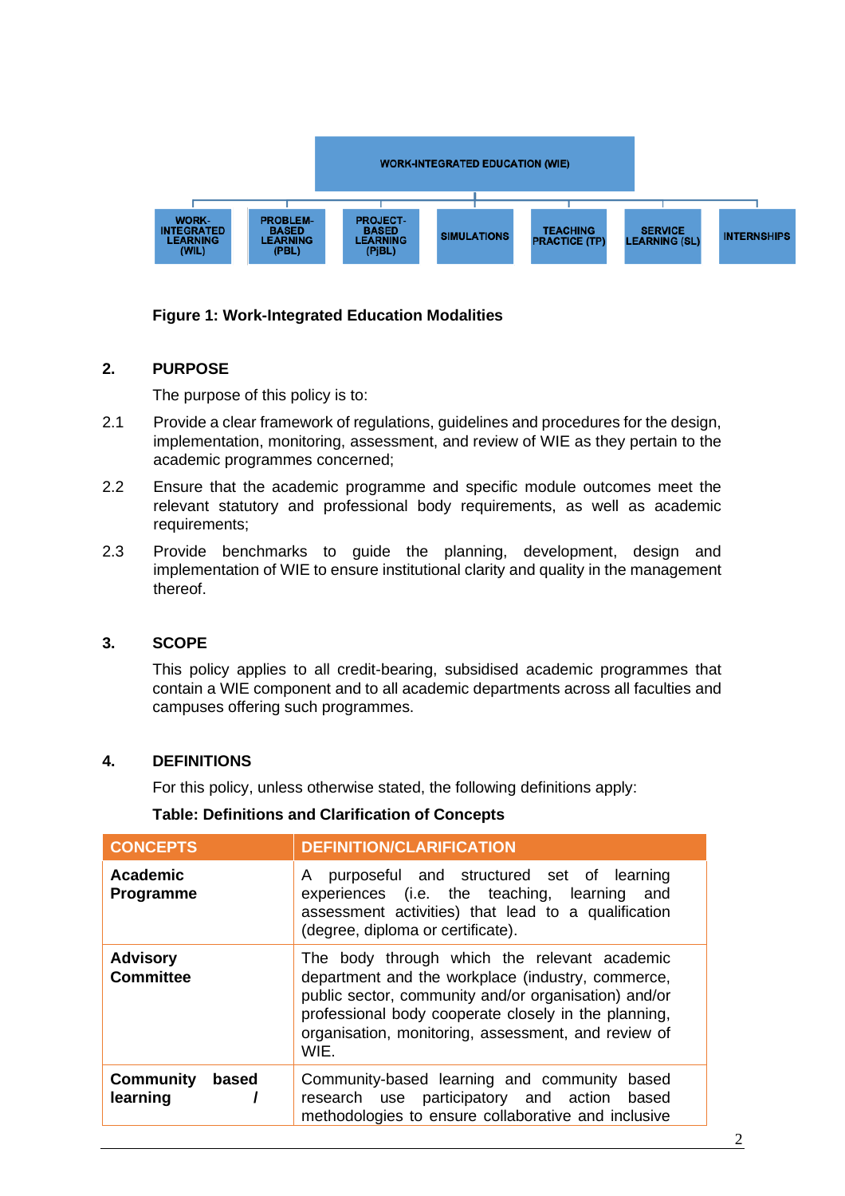WORK-INTEGRATED EDUCATION (WIE)

- WORK-INTEGRATED LEARNING (WIL)
- PROBLEM-BASED LEARNING (PBL)
- PROJECT-BASED LEARNING (PjBL)
- SIMULATIONS
- TEACHING PRACTICE (TP)
- SERVICE LEARNING (SL)
- INTERNSHIPS

**Figure 1: Work-Integrated Education Modalities**

## 2. PURPOSE

The purpose of this policy is to:

2.1 Provide a clear framework of regulations, guidelines and procedures for the design, implementation, monitoring, assessment, and review of WIE as they pertain to the academic programmes concerned;

2.2 Ensure that the academic programme and specific module outcomes meet the relevant statutory and professional body requirements, as well as academic requirements;

2.3 Provide benchmarks to guide the planning, development, design and implementation of WIE to ensure institutional clarity and quality in the management thereof.

## 3. SCOPE

This policy applies to all credit-bearing, subsidised academic programmes that contain a WIE component and to all academic departments across all faculties and campuses offering such programmes.

## 4. DEFINITIONS

For this policy, unless otherwise stated, the following definitions apply:

**Table: Definitions and Clarification of Concepts**

| CONCEPTS | DEFINITION/CLARIFICATION |
|---|---|
| **Academic Programme** | A purposeful and structured set of learning experiences (i.e. the teaching, learning and assessment activities) that lead to a qualification (degree, diploma or certificate). |
| **Advisory Committee** | The body through which the relevant academic department and the workplace (industry, commerce, public sector, community and/or organisation) and/or professional body cooperate closely in the planning, organisation, monitoring, assessment, and review of WIE. |
| **Community based learning /** | Community-based learning and community based research use participatory and action based methodologies to ensure collaborative and inclusive |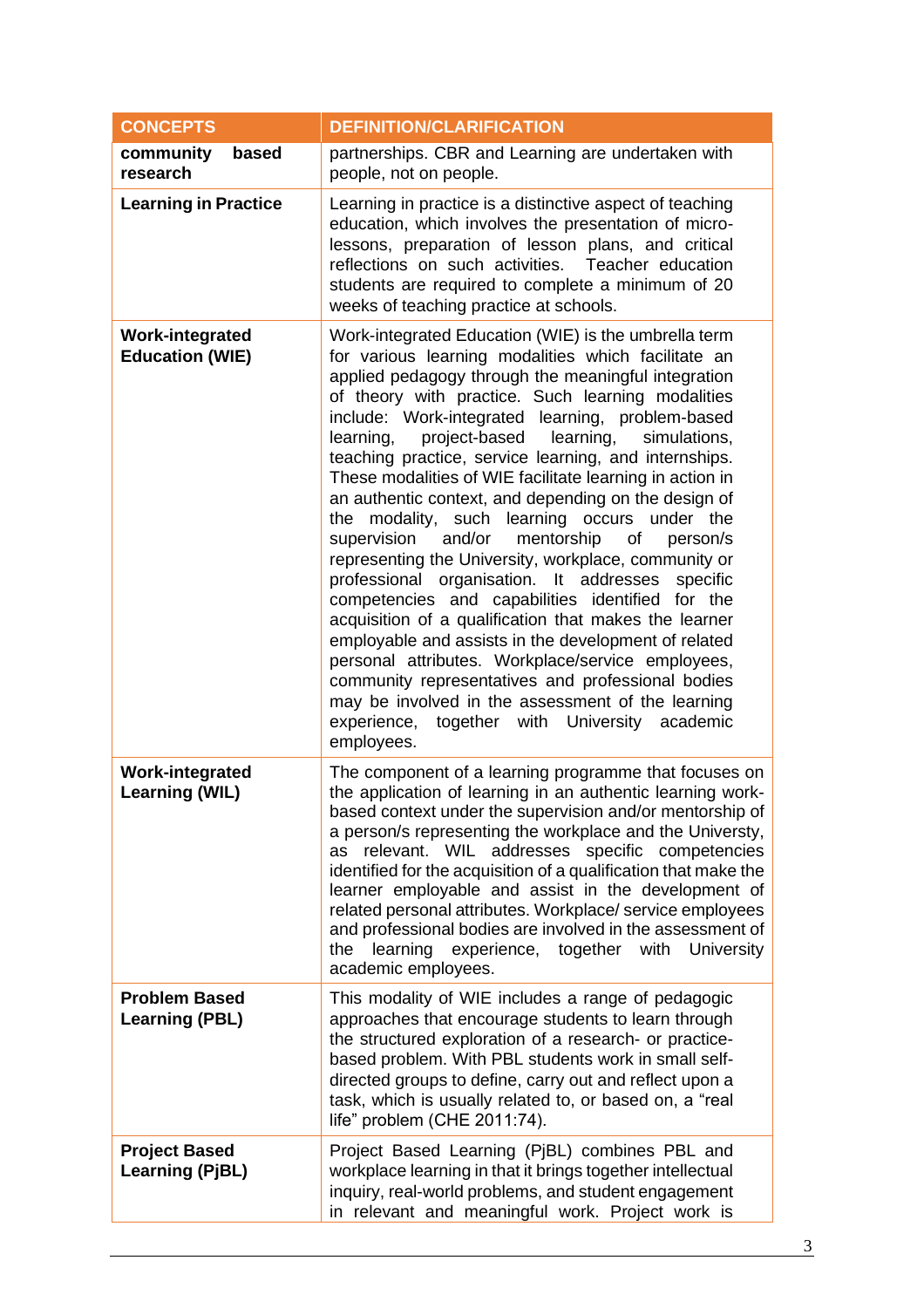| CONCEPTS | DEFINITION/CLARIFICATION |
| --- | --- |
| **community based research** | partnerships. CBR and Learning are undertaken with people, not on people. |
| **Learning in Practice** | Learning in practice is a distinctive aspect of teaching education, which involves the presentation of micro-lessons, preparation of lesson plans, and critical reflections on such activities. Teacher education students are required to complete a minimum of 20 weeks of teaching practice at schools. |
| **Work-integrated Education (WIE)** | Work-integrated Education (WIE) is the umbrella term for various learning modalities which facilitate an applied pedagogy through the meaningful integration of theory with practice. Such learning modalities include: Work-integrated learning, problem-based learning, project-based learning, simulations, teaching practice, service learning, and internships. These modalities of WIE facilitate learning in action in an authentic context, and depending on the design of the modality, such learning occurs under the supervision and/or mentorship of person/s representing the University, workplace, community or professional organisation. It addresses specific competencies and capabilities identified for the acquisition of a qualification that makes the learner employable and assists in the development of related personal attributes. Workplace/service employees, community representatives and professional bodies may be involved in the assessment of the learning experience, together with University academic employees. |
| **Work-integrated Learning (WIL)** | The component of a learning programme that focuses on the application of learning in an authentic learning work-based context under the supervision and/or mentorship of a person/s representing the workplace and the Universty, as relevant. WIL addresses specific competencies identified for the acquisition of a qualification that make the learner employable and assist in the development of related personal attributes. Workplace/ service employees and professional bodies are involved in the assessment of the learning experience, together with University academic employees. |
| **Problem Based Learning (PBL)** | This modality of WIE includes a range of pedagogic approaches that encourage students to learn through the structured exploration of a research- or practice-based problem. With PBL students work in small self-directed groups to define, carry out and reflect upon a task, which is usually related to, or based on, a "real life" problem (CHE 2011:74). |
| **Project Based Learning (PjBL)** | Project Based Learning (PjBL) combines PBL and workplace learning in that it brings together intellectual inquiry, real-world problems, and student engagement in relevant and meaningful work. Project work is |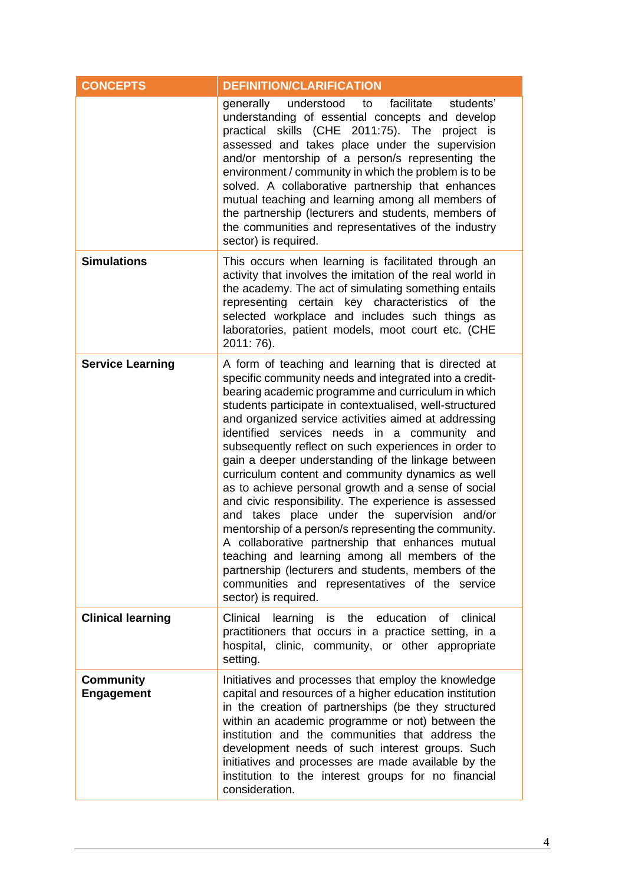| CONCEPTS | DEFINITION/CLARIFICATION |
|---|---|
| | generally understood to facilitate students' understanding of essential concepts and develop practical skills (CHE 2011:75). The project is assessed and takes place under the supervision and/or mentorship of a person/s representing the environment / community in which the problem is to be solved. A collaborative partnership that enhances mutual teaching and learning among all members of the partnership (lecturers and students, members of the communities and representatives of the industry sector) is required. |
| **Simulations** | This occurs when learning is facilitated through an activity that involves the imitation of the real world in the academy. The act of simulating something entails representing certain key characteristics of the selected workplace and includes such things as laboratories, patient models, moot court etc. (CHE 2011: 76). |
| **Service Learning** | A form of teaching and learning that is directed at specific community needs and integrated into a credit-bearing academic programme and curriculum in which students participate in contextualised, well-structured and organized service activities aimed at addressing identified services needs in a community and subsequently reflect on such experiences in order to gain a deeper understanding of the linkage between curriculum content and community dynamics as well as to achieve personal growth and a sense of social and civic responsibility. The experience is assessed and takes place under the supervision and/or mentorship of a person/s representing the community. A collaborative partnership that enhances mutual teaching and learning among all members of the partnership (lecturers and students, members of the communities and representatives of the service sector) is required. |
| **Clinical learning** | Clinical learning is the education of clinical practitioners that occurs in a practice setting, in a hospital, clinic, community, or other appropriate setting. |
| **Community Engagement** | Initiatives and processes that employ the knowledge capital and resources of a higher education institution in the creation of partnerships (be they structured within an academic programme or not) between the institution and the communities that address the development needs of such interest groups. Such initiatives and processes are made available by the institution to the interest groups for no financial consideration. |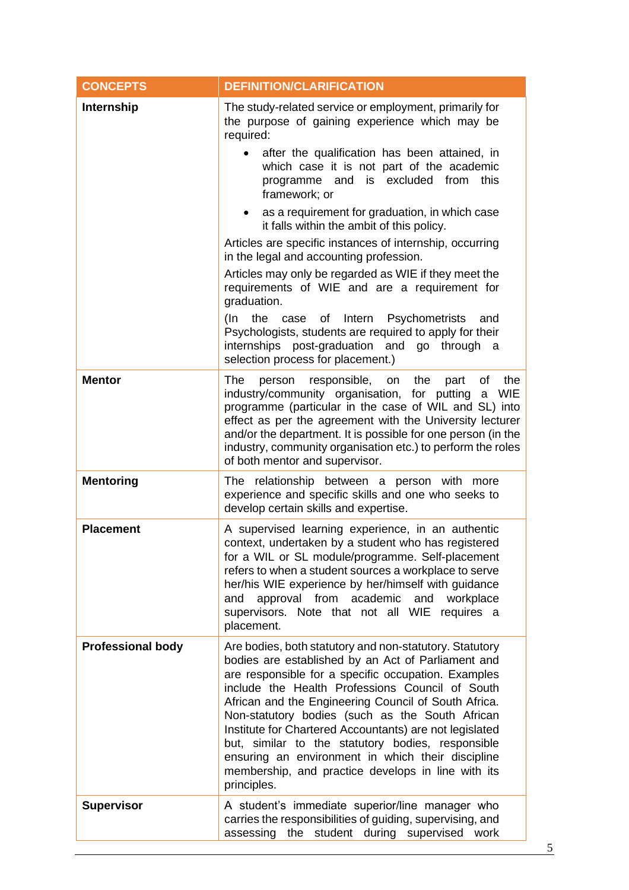| CONCEPTS | DEFINITION/CLARIFICATION |
|---|---|
| **Internship** | The study-related service or employment, primarily for the purpose of gaining experience which may be required:<br>• after the qualification has been attained, in which case it is not part of the academic programme and is excluded from this framework; or<br>• as a requirement for graduation, in which case it falls within the ambit of this policy.<br>Articles are specific instances of internship, occurring in the legal and accounting profession.<br>Articles may only be regarded as WIE if they meet the requirements of WIE and are a requirement for graduation.<br>(In the case of Intern Psychometrists and Psychologists, students are required to apply for their internships post-graduation and go through a selection process for placement.) |
| **Mentor** | The person responsible, on the part of the industry/community organisation, for putting a WIE programme (particular in the case of WIL and SL) into effect as per the agreement with the University lecturer and/or the department. It is possible for one person (in the industry, community organisation etc.) to perform the roles of both mentor and supervisor. |
| **Mentoring** | The relationship between a person with more experience and specific skills and one who seeks to develop certain skills and expertise. |
| **Placement** | A supervised learning experience, in an authentic context, undertaken by a student who has registered for a WIL or SL module/programme. Self-placement refers to when a student sources a workplace to serve her/his WIE experience by her/himself with guidance and approval from academic and workplace supervisors. Note that not all WIE requires a placement. |
| **Professional body** | Are bodies, both statutory and non-statutory. Statutory bodies are established by an Act of Parliament and are responsible for a specific occupation. Examples include the Health Professions Council of South African and the Engineering Council of South Africa. Non-statutory bodies (such as the South African Institute for Chartered Accountants) are not legislated but, similar to the statutory bodies, responsible ensuring an environment in which their discipline membership, and practice develops in line with its principles. |
| **Supervisor** | A student's immediate superior/line manager who carries the responsibilities of guiding, supervising, and assessing the student during supervised work |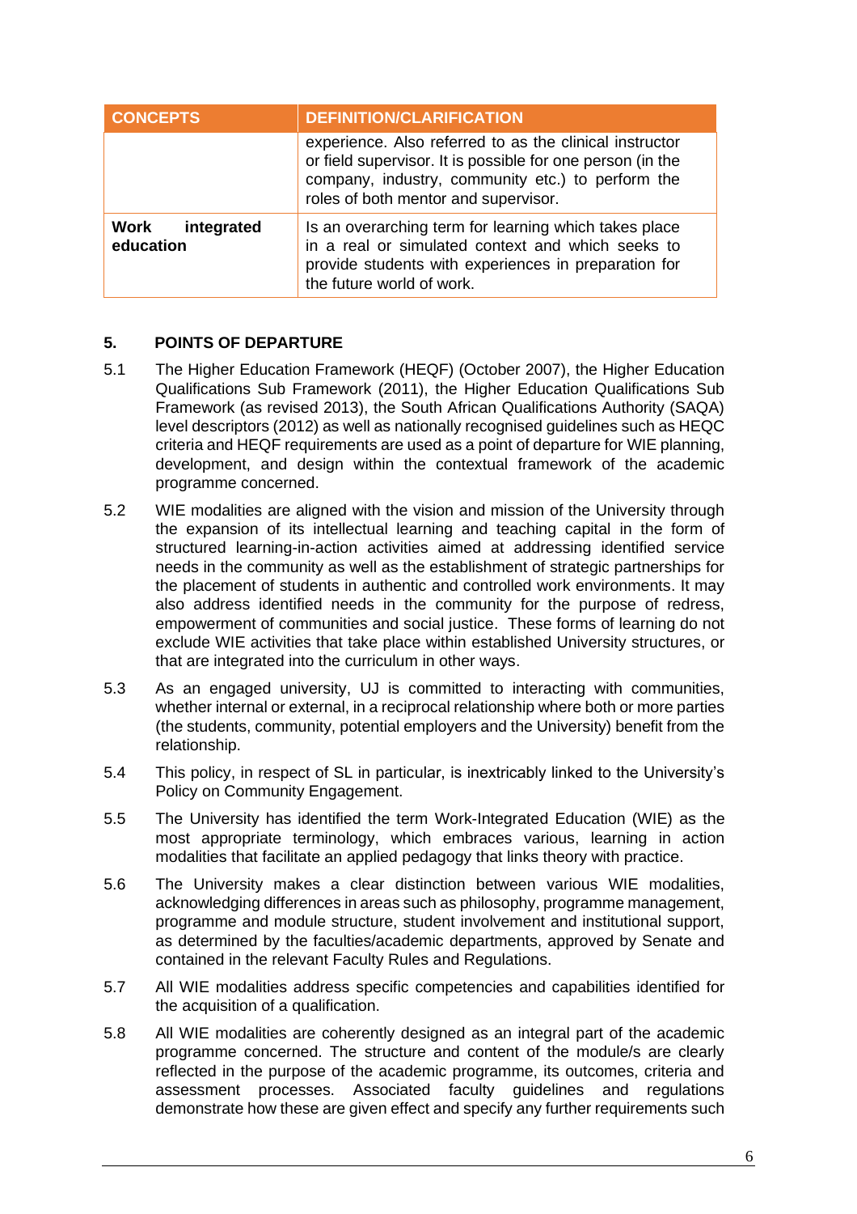| CONCEPTS | DEFINITION/CLARIFICATION |
| --- | --- |
|  | experience. Also referred to as the clinical instructor or field supervisor. It is possible for one person (in the company, industry, community etc.) to perform the roles of both mentor and supervisor. |
| **Work integrated education** | Is an overarching term for learning which takes place in a real or simulated context and which seeks to provide students with experiences in preparation for the future world of work. |

## 5. POINTS OF DEPARTURE

5.1 The Higher Education Framework (HEQF) (October 2007), the Higher Education Qualifications Sub Framework (2011), the Higher Education Qualifications Sub Framework (as revised 2013), the South African Qualifications Authority (SAQA) level descriptors (2012) as well as nationally recognised guidelines such as HEQC criteria and HEQF requirements are used as a point of departure for WIE planning, development, and design within the contextual framework of the academic programme concerned.

5.2 WIE modalities are aligned with the vision and mission of the University through the expansion of its intellectual learning and teaching capital in the form of structured learning-in-action activities aimed at addressing identified service needs in the community as well as the establishment of strategic partnerships for the placement of students in authentic and controlled work environments. It may also address identified needs in the community for the purpose of redress, empowerment of communities and social justice. These forms of learning do not exclude WIE activities that take place within established University structures, or that are integrated into the curriculum in other ways.

5.3 As an engaged university, UJ is committed to interacting with communities, whether internal or external, in a reciprocal relationship where both or more parties (the students, community, potential employers and the University) benefit from the relationship.

5.4 This policy, in respect of SL in particular, is inextricably linked to the University's Policy on Community Engagement.

5.5 The University has identified the term Work-Integrated Education (WIE) as the most appropriate terminology, which embraces various, learning in action modalities that facilitate an applied pedagogy that links theory with practice.

5.6 The University makes a clear distinction between various WIE modalities, acknowledging differences in areas such as philosophy, programme management, programme and module structure, student involvement and institutional support, as determined by the faculties/academic departments, approved by Senate and contained in the relevant Faculty Rules and Regulations.

5.7 All WIE modalities address specific competencies and capabilities identified for the acquisition of a qualification.

5.8 All WIE modalities are coherently designed as an integral part of the academic programme concerned. The structure and content of the module/s are clearly reflected in the purpose of the academic programme, its outcomes, criteria and assessment processes. Associated faculty guidelines and regulations demonstrate how these are given effect and specify any further requirements such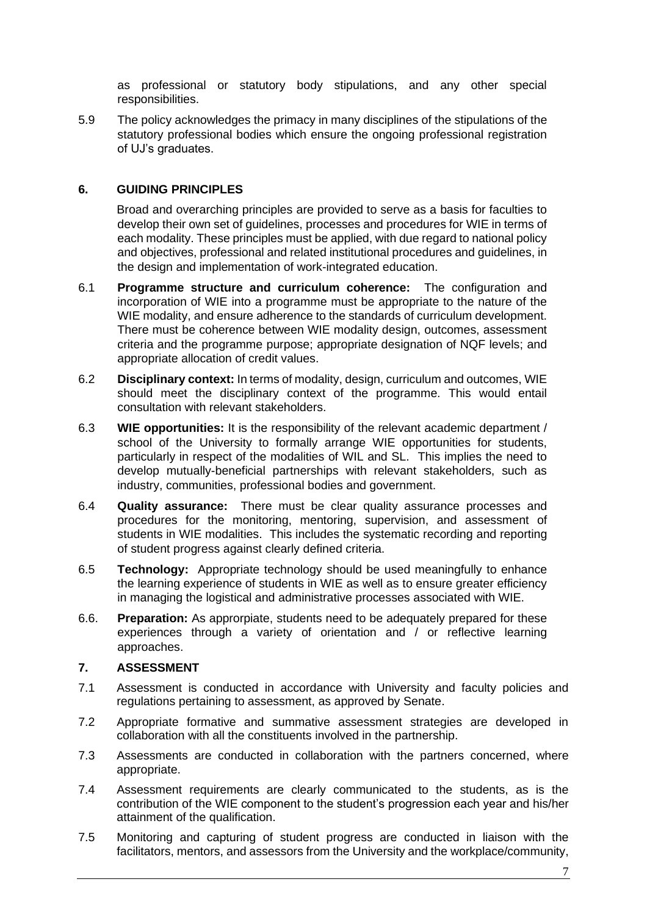as professional or statutory body stipulations, and any other special responsibilities.

5.9 The policy acknowledges the primacy in many disciplines of the stipulations of the statutory professional bodies which ensure the ongoing professional registration of UJ's graduates.

## 6. GUIDING PRINCIPLES

Broad and overarching principles are provided to serve as a basis for faculties to develop their own set of guidelines, processes and procedures for WIE in terms of each modality. These principles must be applied, with due regard to national policy and objectives, professional and related institutional procedures and guidelines, in the design and implementation of work-integrated education.

6.1 **Programme structure and curriculum coherence:** The configuration and incorporation of WIE into a programme must be appropriate to the nature of the WIE modality, and ensure adherence to the standards of curriculum development. There must be coherence between WIE modality design, outcomes, assessment criteria and the programme purpose; appropriate designation of NQF levels; and appropriate allocation of credit values.

6.2 **Disciplinary context:** In terms of modality, design, curriculum and outcomes, WIE should meet the disciplinary context of the programme. This would entail consultation with relevant stakeholders.

6.3 **WIE opportunities:** It is the responsibility of the relevant academic department / school of the University to formally arrange WIE opportunities for students, particularly in respect of the modalities of WIL and SL. This implies the need to develop mutually-beneficial partnerships with relevant stakeholders, such as industry, communities, professional bodies and government.

6.4 **Quality assurance:** There must be clear quality assurance processes and procedures for the monitoring, mentoring, supervision, and assessment of students in WIE modalities. This includes the systematic recording and reporting of student progress against clearly defined criteria.

6.5 **Technology:** Appropriate technology should be used meaningfully to enhance the learning experience of students in WIE as well as to ensure greater efficiency in managing the logistical and administrative processes associated with WIE.

6.6. **Preparation:** As approrpiate, students need to be adequately prepared for these experiences through a variety of orientation and / or reflective learning approaches.

## 7. ASSESSMENT

7.1 Assessment is conducted in accordance with University and faculty policies and regulations pertaining to assessment, as approved by Senate.

7.2 Appropriate formative and summative assessment strategies are developed in collaboration with all the constituents involved in the partnership.

7.3 Assessments are conducted in collaboration with the partners concerned, where appropriate.

7.4 Assessment requirements are clearly communicated to the students, as is the contribution of the WIE component to the student's progression each year and his/her attainment of the qualification.

7.5 Monitoring and capturing of student progress are conducted in liaison with the facilitators, mentors, and assessors from the University and the workplace/community,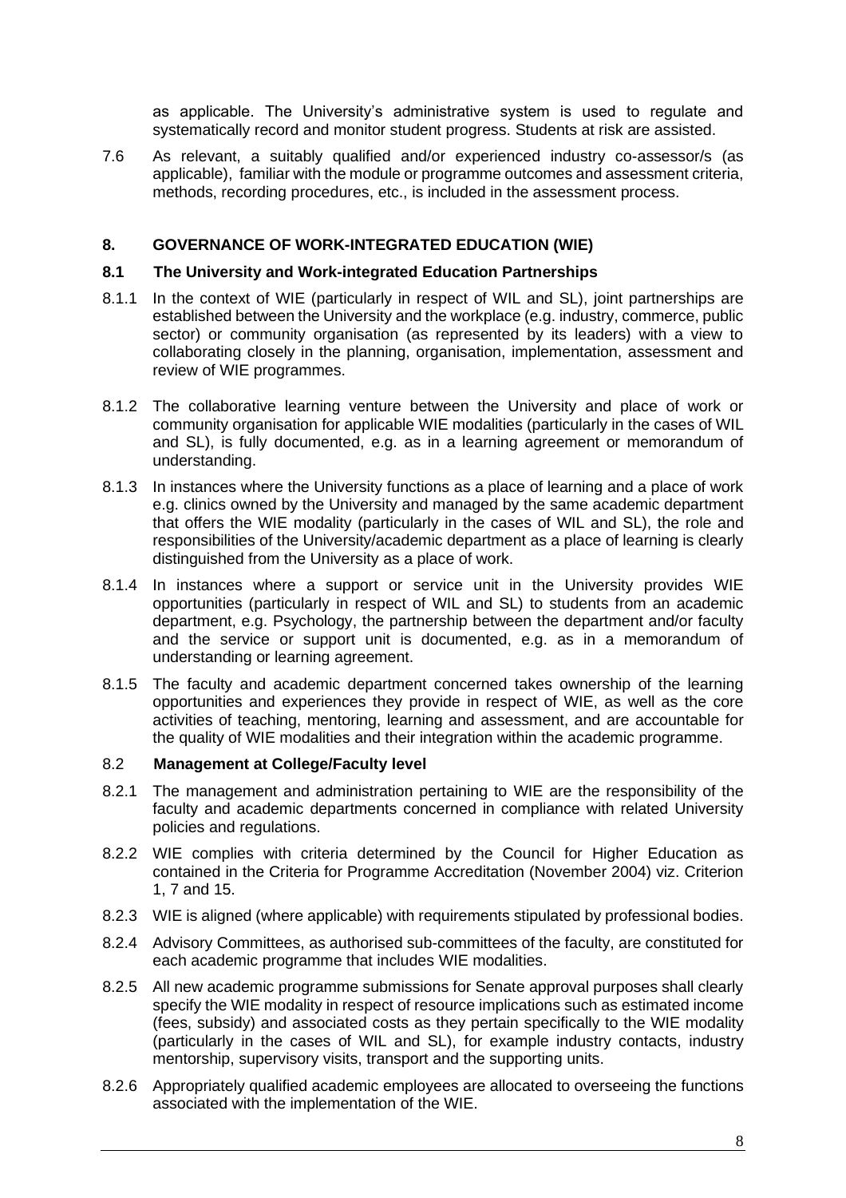as applicable. The University's administrative system is used to regulate and systematically record and monitor student progress. Students at risk are assisted.

7.6 As relevant, a suitably qualified and/or experienced industry co-assessor/s (as applicable), familiar with the module or programme outcomes and assessment criteria, methods, recording procedures, etc., is included in the assessment process.

## 8. GOVERNANCE OF WORK-INTEGRATED EDUCATION (WIE)

### 8.1 The University and Work-integrated Education Partnerships

8.1.1 In the context of WIE (particularly in respect of WIL and SL), joint partnerships are established between the University and the workplace (e.g. industry, commerce, public sector) or community organisation (as represented by its leaders) with a view to collaborating closely in the planning, organisation, implementation, assessment and review of WIE programmes.

8.1.2 The collaborative learning venture between the University and place of work or community organisation for applicable WIE modalities (particularly in the cases of WIL and SL), is fully documented, e.g. as in a learning agreement or memorandum of understanding.

8.1.3 In instances where the University functions as a place of learning and a place of work e.g. clinics owned by the University and managed by the same academic department that offers the WIE modality (particularly in the cases of WIL and SL), the role and responsibilities of the University/academic department as a place of learning is clearly distinguished from the University as a place of work.

8.1.4 In instances where a support or service unit in the University provides WIE opportunities (particularly in respect of WIL and SL) to students from an academic department, e.g. Psychology, the partnership between the department and/or faculty and the service or support unit is documented, e.g. as in a memorandum of understanding or learning agreement.

8.1.5 The faculty and academic department concerned takes ownership of the learning opportunities and experiences they provide in respect of WIE, as well as the core activities of teaching, mentoring, learning and assessment, and are accountable for the quality of WIE modalities and their integration within the academic programme.

### 8.2 Management at College/Faculty level

8.2.1 The management and administration pertaining to WIE are the responsibility of the faculty and academic departments concerned in compliance with related University policies and regulations.

8.2.2 WIE complies with criteria determined by the Council for Higher Education as contained in the Criteria for Programme Accreditation (November 2004) viz. Criterion 1, 7 and 15.

8.2.3 WIE is aligned (where applicable) with requirements stipulated by professional bodies.

8.2.4 Advisory Committees, as authorised sub-committees of the faculty, are constituted for each academic programme that includes WIE modalities.

8.2.5 All new academic programme submissions for Senate approval purposes shall clearly specify the WIE modality in respect of resource implications such as estimated income (fees, subsidy) and associated costs as they pertain specifically to the WIE modality (particularly in the cases of WIL and SL), for example industry contacts, industry mentorship, supervisory visits, transport and the supporting units.

8.2.6 Appropriately qualified academic employees are allocated to overseeing the functions associated with the implementation of the WIE.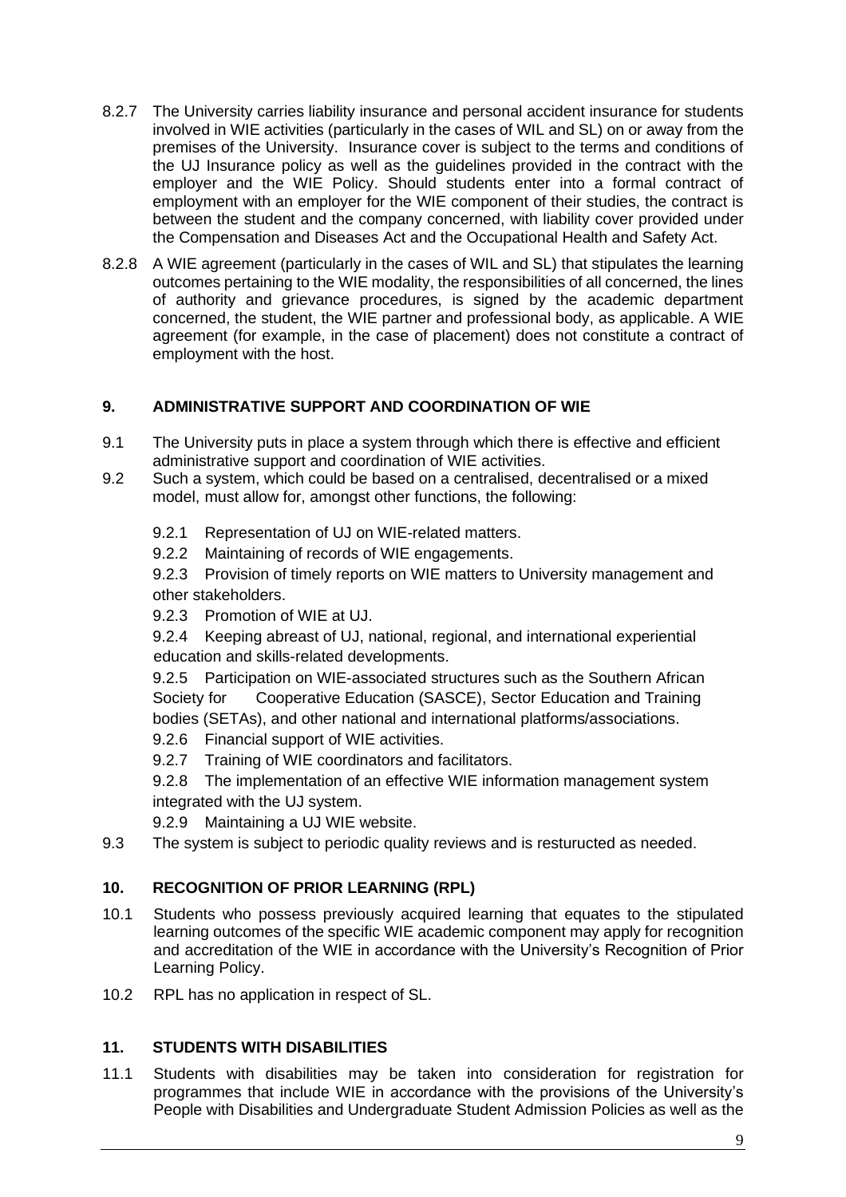8.2.7 The University carries liability insurance and personal accident insurance for students involved in WIE activities (particularly in the cases of WIL and SL) on or away from the premises of the University. Insurance cover is subject to the terms and conditions of the UJ Insurance policy as well as the guidelines provided in the contract with the employer and the WIE Policy. Should students enter into a formal contract of employment with an employer for the WIE component of their studies, the contract is between the student and the company concerned, with liability cover provided under the Compensation and Diseases Act and the Occupational Health and Safety Act.

8.2.8 A WIE agreement (particularly in the cases of WIL and SL) that stipulates the learning outcomes pertaining to the WIE modality, the responsibilities of all concerned, the lines of authority and grievance procedures, is signed by the academic department concerned, the student, the WIE partner and professional body, as applicable. A WIE agreement (for example, in the case of placement) does not constitute a contract of employment with the host.

## 9. ADMINISTRATIVE SUPPORT AND COORDINATION OF WIE

9.1 The University puts in place a system through which there is effective and efficient administrative support and coordination of WIE activities.

9.2 Such a system, which could be based on a centralised, decentralised or a mixed model, must allow for, amongst other functions, the following:

9.2.1 Representation of UJ on WIE-related matters.

9.2.2 Maintaining of records of WIE engagements.

9.2.3 Provision of timely reports on WIE matters to University management and other stakeholders.

9.2.3 Promotion of WIE at UJ.

9.2.4 Keeping abreast of UJ, national, regional, and international experiential education and skills-related developments.

9.2.5 Participation on WIE-associated structures such as the Southern African Society for Cooperative Education (SASCE), Sector Education and Training bodies (SETAs), and other national and international platforms/associations.

9.2.6 Financial support of WIE activities.

9.2.7 Training of WIE coordinators and facilitators.

9.2.8 The implementation of an effective WIE information management system integrated with the UJ system.

9.2.9 Maintaining a UJ WIE website.

9.3 The system is subject to periodic quality reviews and is resturucted as needed.

## 10. RECOGNITION OF PRIOR LEARNING (RPL)

10.1 Students who possess previously acquired learning that equates to the stipulated learning outcomes of the specific WIE academic component may apply for recognition and accreditation of the WIE in accordance with the University's Recognition of Prior Learning Policy.

10.2 RPL has no application in respect of SL.

## 11. STUDENTS WITH DISABILITIES

11.1 Students with disabilities may be taken into consideration for registration for programmes that include WIE in accordance with the provisions of the University's People with Disabilities and Undergraduate Student Admission Policies as well as the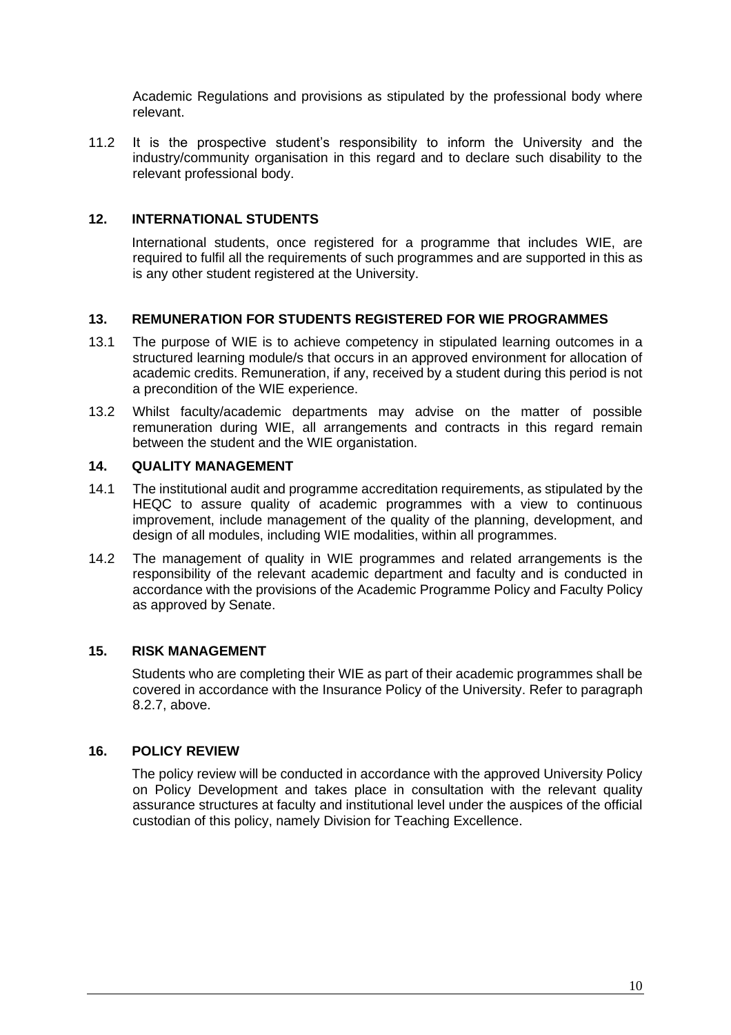Academic Regulations and provisions as stipulated by the professional body where relevant.

11.2 It is the prospective student's responsibility to inform the University and the industry/community organisation in this regard and to declare such disability to the relevant professional body.

## 12. INTERNATIONAL STUDENTS

International students, once registered for a programme that includes WIE, are required to fulfil all the requirements of such programmes and are supported in this as is any other student registered at the University.

## 13. REMUNERATION FOR STUDENTS REGISTERED FOR WIE PROGRAMMES

13.1 The purpose of WIE is to achieve competency in stipulated learning outcomes in a structured learning module/s that occurs in an approved environment for allocation of academic credits. Remuneration, if any, received by a student during this period is not a precondition of the WIE experience.

13.2 Whilst faculty/academic departments may advise on the matter of possible remuneration during WIE, all arrangements and contracts in this regard remain between the student and the WIE organistation.

## 14. QUALITY MANAGEMENT

14.1 The institutional audit and programme accreditation requirements, as stipulated by the HEQC to assure quality of academic programmes with a view to continuous improvement, include management of the quality of the planning, development, and design of all modules, including WIE modalities, within all programmes.

14.2 The management of quality in WIE programmes and related arrangements is the responsibility of the relevant academic department and faculty and is conducted in accordance with the provisions of the Academic Programme Policy and Faculty Policy as approved by Senate.

## 15. RISK MANAGEMENT

Students who are completing their WIE as part of their academic programmes shall be covered in accordance with the Insurance Policy of the University. Refer to paragraph 8.2.7, above.

## 16. POLICY REVIEW

The policy review will be conducted in accordance with the approved University Policy on Policy Development and takes place in consultation with the relevant quality assurance structures at faculty and institutional level under the auspices of the official custodian of this policy, namely Division for Teaching Excellence.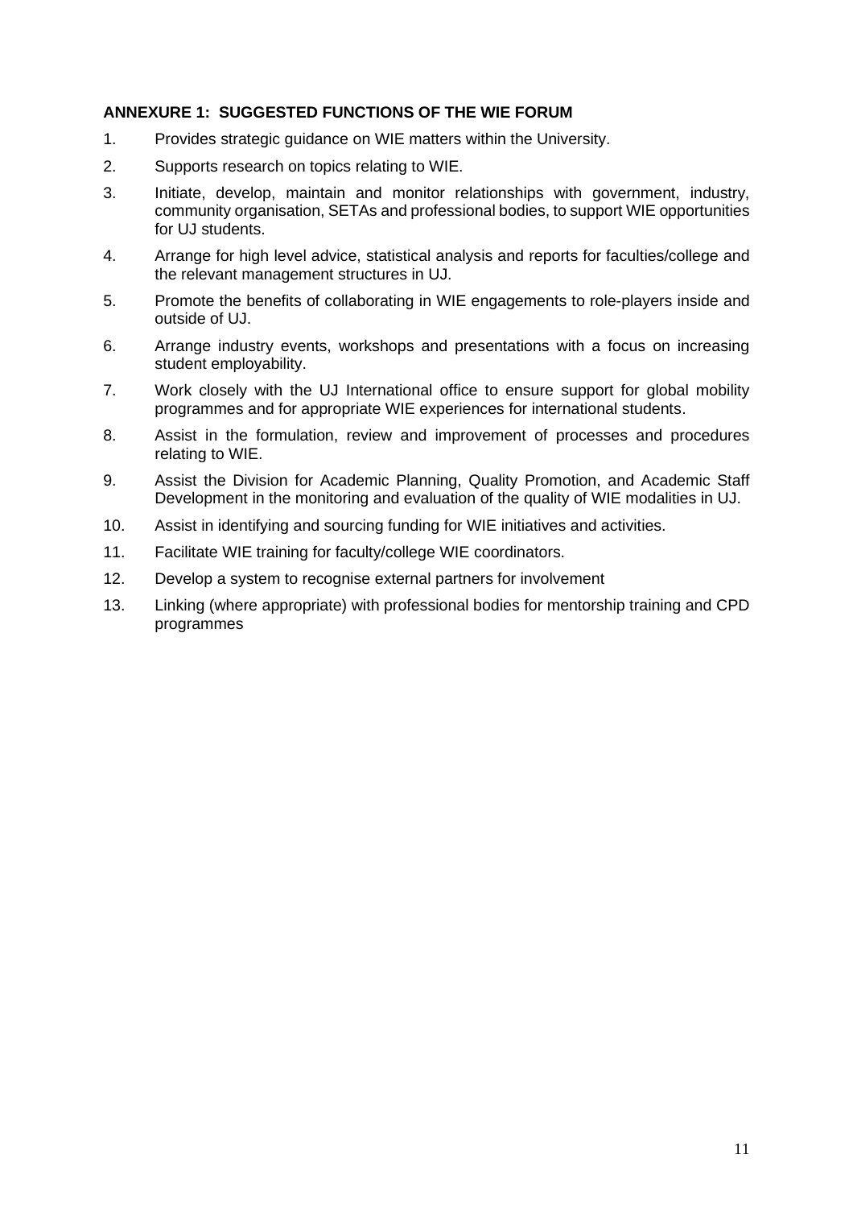**ANNEXURE 1: SUGGESTED FUNCTIONS OF THE WIE FORUM**

1. Provides strategic guidance on WIE matters within the University.
2. Supports research on topics relating to WIE.
3. Initiate, develop, maintain and monitor relationships with government, industry, community organisation, SETAs and professional bodies, to support WIE opportunities for UJ students.
4. Arrange for high level advice, statistical analysis and reports for faculties/college and the relevant management structures in UJ.
5. Promote the benefits of collaborating in WIE engagements to role-players inside and outside of UJ.
6. Arrange industry events, workshops and presentations with a focus on increasing student employability.
7. Work closely with the UJ International office to ensure support for global mobility programmes and for appropriate WIE experiences for international students.
8. Assist in the formulation, review and improvement of processes and procedures relating to WIE.
9. Assist the Division for Academic Planning, Quality Promotion, and Academic Staff Development in the monitoring and evaluation of the quality of WIE modalities in UJ.
10. Assist in identifying and sourcing funding for WIE initiatives and activities.
11. Facilitate WIE training for faculty/college WIE coordinators.
12. Develop a system to recognise external partners for involvement
13. Linking (where appropriate) with professional bodies for mentorship training and CPD programmes